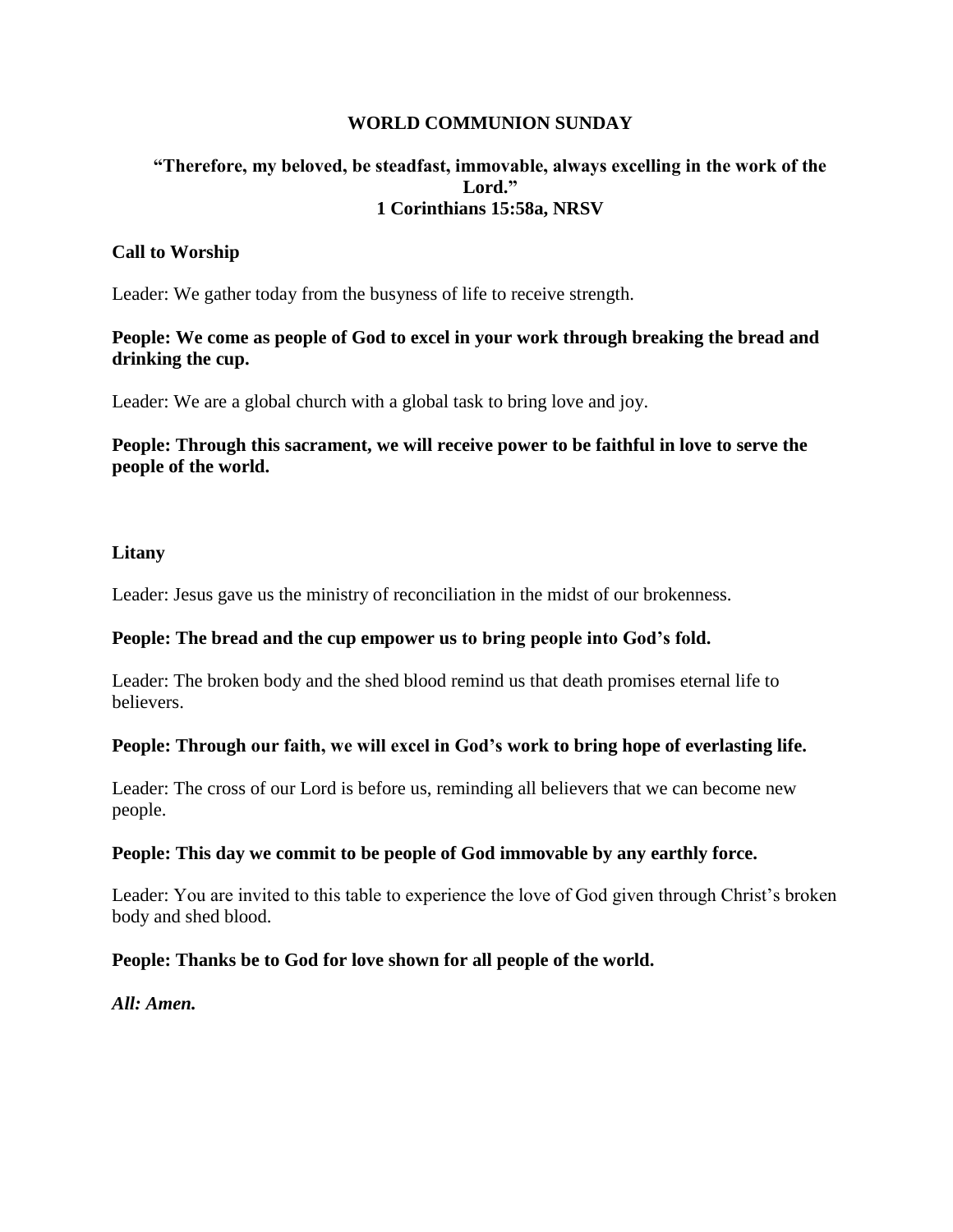# WORLD COMMUNION SUNDAY

**"Therefore, my beloved, be steadfast, immovable, always excelling in the work of the Lord."**
**1 Corinthians 15:58a, NRSV**

## Call to Worship

Leader: We gather today from the busyness of life to receive strength.

**People: We come as people of God to excel in your work through breaking the bread and drinking the cup.**

Leader: We are a global church with a global task to bring love and joy.

**People: Through this sacrament, we will receive power to be faithful in love to serve the people of the world.**

## Litany

Leader: Jesus gave us the ministry of reconciliation in the midst of our brokenness.

**People: The bread and the cup empower us to bring people into God's fold.**

Leader: The broken body and the shed blood remind us that death promises eternal life to believers.

**People: Through our faith, we will excel in God's work to bring hope of everlasting life.**

Leader: The cross of our Lord is before us, reminding all believers that we can become new people.

**People: This day we commit to be people of God immovable by any earthly force.**

Leader: You are invited to this table to experience the love of God given through Christ's broken body and shed blood.

**People: Thanks be to God for love shown for all people of the world.**

***All: Amen.***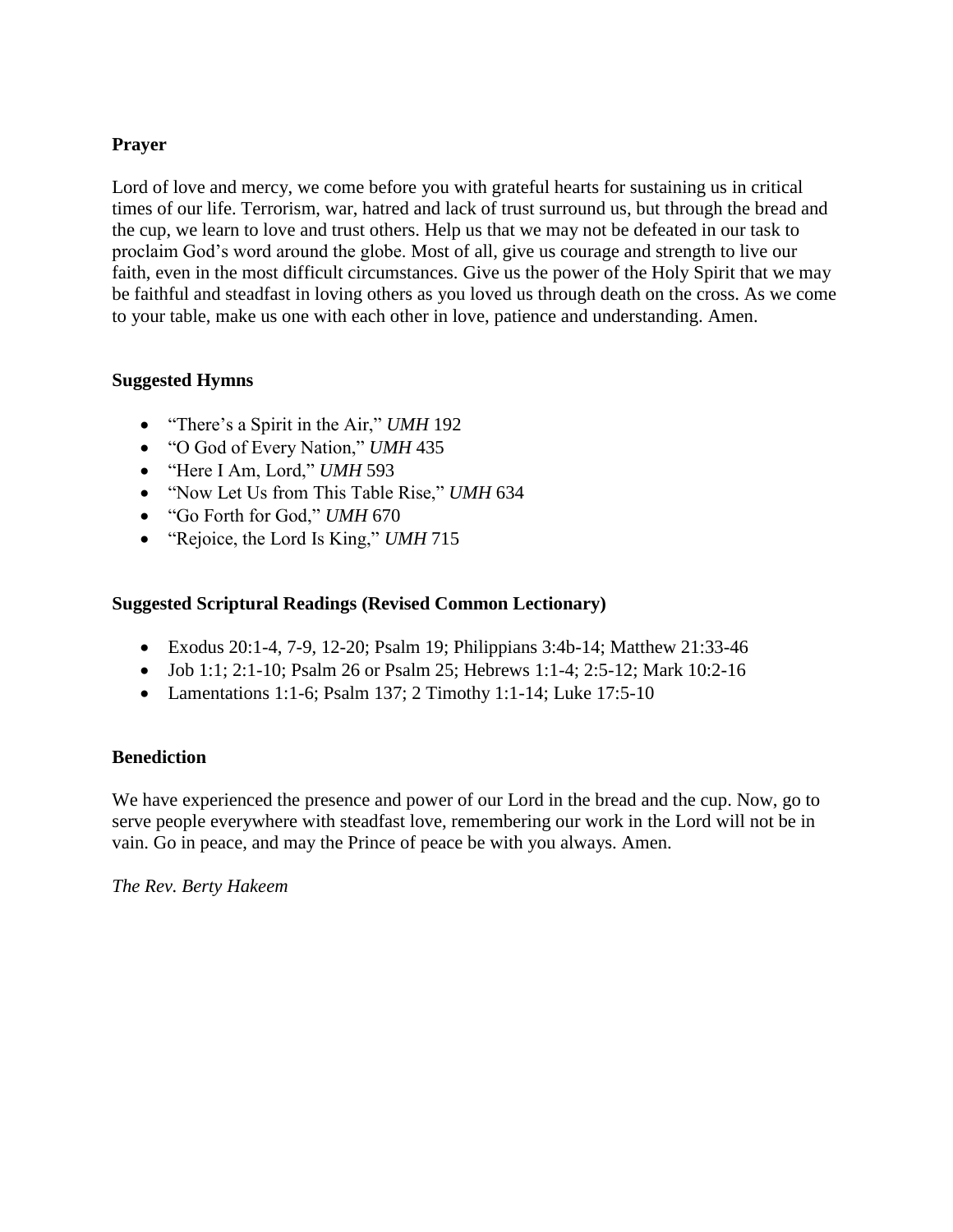**Prayer**

Lord of love and mercy, we come before you with grateful hearts for sustaining us in critical times of our life. Terrorism, war, hatred and lack of trust surround us, but through the bread and the cup, we learn to love and trust others. Help us that we may not be defeated in our task to proclaim God's word around the globe. Most of all, give us courage and strength to live our faith, even in the most difficult circumstances. Give us the power of the Holy Spirit that we may be faithful and steadfast in loving others as you loved us through death on the cross. As we come to your table, make us one with each other in love, patience and understanding. Amen.

**Suggested Hymns**

- "There's a Spirit in the Air," *UMH* 192
- "O God of Every Nation," *UMH* 435
- "Here I Am, Lord," *UMH* 593
- "Now Let Us from This Table Rise," *UMH* 634
- "Go Forth for God," *UMH* 670
- "Rejoice, the Lord Is King," *UMH* 715

**Suggested Scriptural Readings (Revised Common Lectionary)**

- Exodus 20:1-4, 7-9, 12-20; Psalm 19; Philippians 3:4b-14; Matthew 21:33-46
- Job 1:1; 2:1-10; Psalm 26 or Psalm 25; Hebrews 1:1-4; 2:5-12; Mark 10:2-16
- Lamentations 1:1-6; Psalm 137; 2 Timothy 1:1-14; Luke 17:5-10

**Benediction**

We have experienced the presence and power of our Lord in the bread and the cup. Now, go to serve people everywhere with steadfast love, remembering our work in the Lord will not be in vain. Go in peace, and may the Prince of peace be with you always. Amen.

*The Rev. Berty Hakeem*